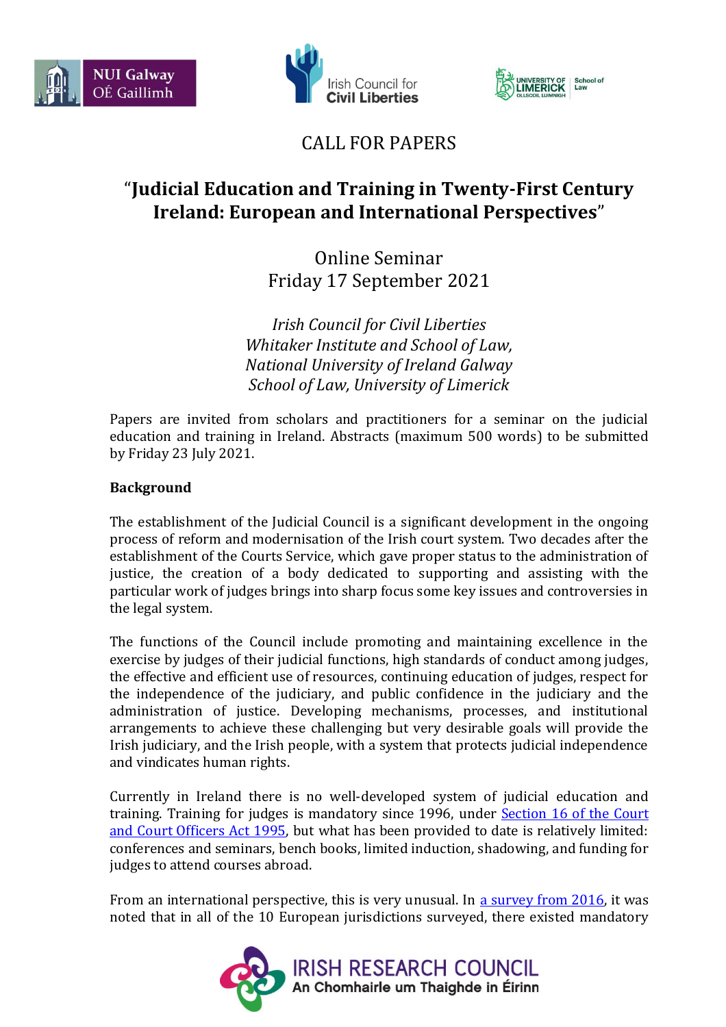CALL FOR PAPERS

# "Judicial Education and Training in Twenty-First Century Ireland: European and International Perspectives"

Online Seminar
Friday 17 September 2021

*Irish Council for Civil Liberties*
*Whitaker Institute and School of Law, National University of Ireland Galway*
*School of Law, University of Limerick*

Papers are invited from scholars and practitioners for a seminar on the judicial education and training in Ireland. Abstracts (maximum 500 words) to be submitted by Friday 23 July 2021.

## Background

The establishment of the Judicial Council is a significant development in the ongoing process of reform and modernisation of the Irish court system. Two decades after the establishment of the Courts Service, which gave proper status to the administration of justice, the creation of a body dedicated to supporting and assisting with the particular work of judges brings into sharp focus some key issues and controversies in the legal system.

The functions of the Council include promoting and maintaining excellence in the exercise by judges of their judicial functions, high standards of conduct among judges, the effective and efficient use of resources, continuing education of judges, respect for the independence of the judiciary, and public confidence in the judiciary and the administration of justice. Developing mechanisms, processes, and institutional arrangements to achieve these challenging but very desirable goals will provide the Irish judiciary, and the Irish people, with a system that protects judicial independence and vindicates human rights.

Currently in Ireland there is no well-developed system of judicial education and training. Training for judges is mandatory since 1996, under Section 16 of the Court and Court Officers Act 1995, but what has been provided to date is relatively limited: conferences and seminars, bench books, limited induction, shadowing, and funding for judges to attend courses abroad.

From an international perspective, this is very unusual. In a survey from 2016, it was noted that in all of the 10 European jurisdictions surveyed, there existed mandatory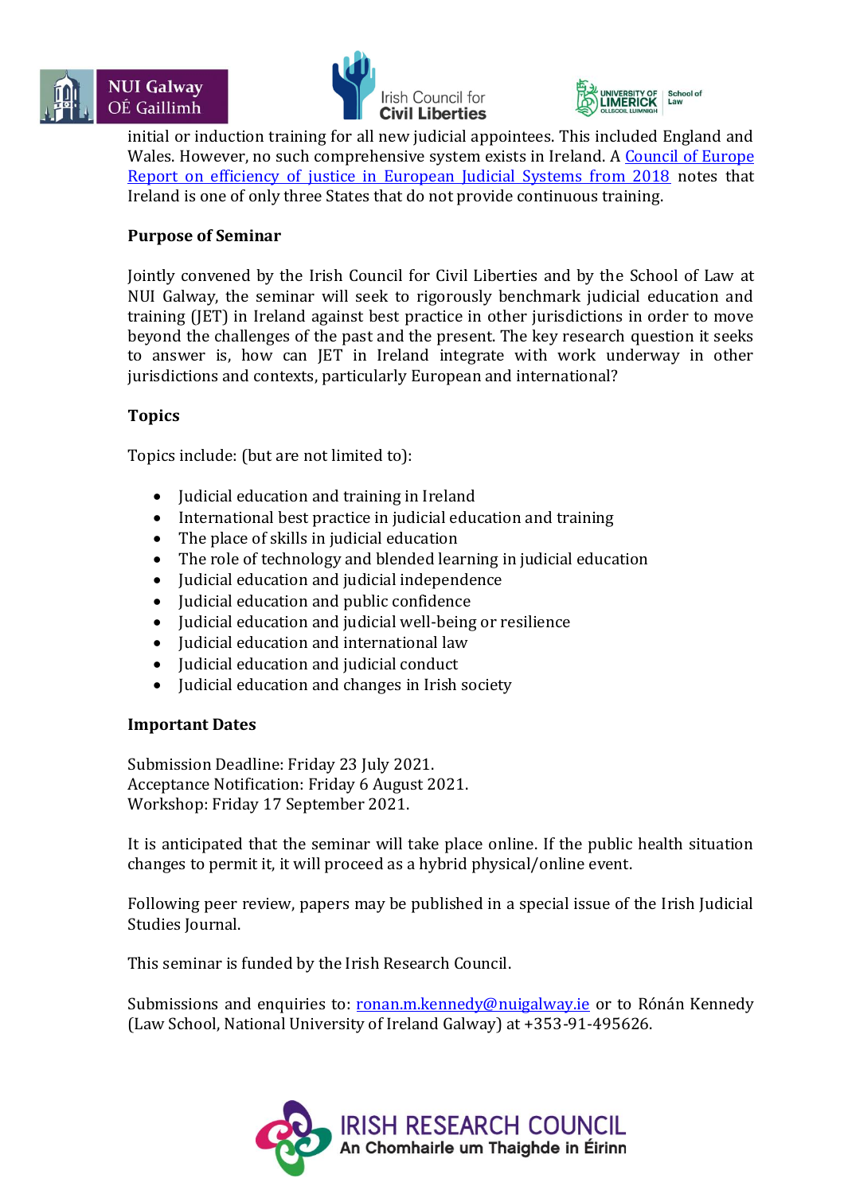initial or induction training for all new judicial appointees. This included England and Wales. However, no such comprehensive system exists in Ireland. A Council of Europe Report on efficiency of justice in European Judicial Systems from 2018 notes that Ireland is one of only three States that do not provide continuous training.

**Purpose of Seminar**

Jointly convened by the Irish Council for Civil Liberties and by the School of Law at NUI Galway, the seminar will seek to rigorously benchmark judicial education and training (JET) in Ireland against best practice in other jurisdictions in order to move beyond the challenges of the past and the present. The key research question it seeks to answer is, how can JET in Ireland integrate with work underway in other jurisdictions and contexts, particularly European and international?

**Topics**

Topics include: (but are not limited to):

- Judicial education and training in Ireland
- International best practice in judicial education and training
- The place of skills in judicial education
- The role of technology and blended learning in judicial education
- Judicial education and judicial independence
- Judicial education and public confidence
- Judicial education and judicial well-being or resilience
- Judicial education and international law
- Judicial education and judicial conduct
- Judicial education and changes in Irish society

**Important Dates**

Submission Deadline: Friday 23 July 2021.
Acceptance Notification: Friday 6 August 2021.
Workshop: Friday 17 September 2021.

It is anticipated that the seminar will take place online. If the public health situation changes to permit it, it will proceed as a hybrid physical/online event.

Following peer review, papers may be published in a special issue of the Irish Judicial Studies Journal.

This seminar is funded by the Irish Research Council.

Submissions and enquiries to: ronan.m.kennedy@nuigalway.ie or to Rónán Kennedy (Law School, National University of Ireland Galway) at +353-91-495626.